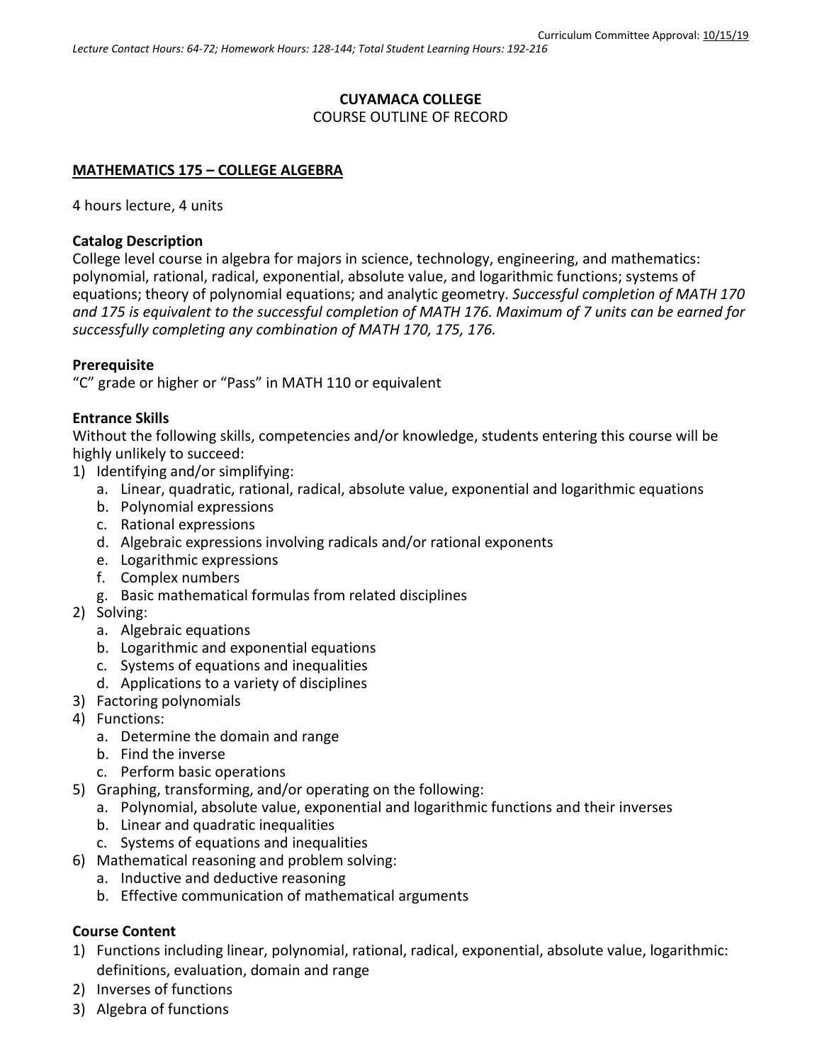Curriculum Committee Approval: 10/15/19

*Lecture Contact Hours: 64-72; Homework Hours: 128-144; Total Student Learning Hours: 192-216*

**CUYAMACA COLLEGE**
COURSE OUTLINE OF RECORD

**MATHEMATICS 175 – COLLEGE ALGEBRA**

4 hours lecture, 4 units

**Catalog Description**
College level course in algebra for majors in science, technology, engineering, and mathematics: polynomial, rational, radical, exponential, absolute value, and logarithmic functions; systems of equations; theory of polynomial equations; and analytic geometry. *Successful completion of MATH 170 and 175 is equivalent to the successful completion of MATH 176. Maximum of 7 units can be earned for successfully completing any combination of MATH 170, 175, 176.*

**Prerequisite**
"C" grade or higher or "Pass" in MATH 110 or equivalent

**Entrance Skills**
Without the following skills, competencies and/or knowledge, students entering this course will be highly unlikely to succeed:

1) Identifying and/or simplifying:
   a. Linear, quadratic, rational, radical, absolute value, exponential and logarithmic equations
   b. Polynomial expressions
   c. Rational expressions
   d. Algebraic expressions involving radicals and/or rational exponents
   e. Logarithmic expressions
   f. Complex numbers
   g. Basic mathematical formulas from related disciplines
2) Solving:
   a. Algebraic equations
   b. Logarithmic and exponential equations
   c. Systems of equations and inequalities
   d. Applications to a variety of disciplines
3) Factoring polynomials
4) Functions:
   a. Determine the domain and range
   b. Find the inverse
   c. Perform basic operations
5) Graphing, transforming, and/or operating on the following:
   a. Polynomial, absolute value, exponential and logarithmic functions and their inverses
   b. Linear and quadratic inequalities
   c. Systems of equations and inequalities
6) Mathematical reasoning and problem solving:
   a. Inductive and deductive reasoning
   b. Effective communication of mathematical arguments

**Course Content**

1) Functions including linear, polynomial, rational, radical, exponential, absolute value, logarithmic: definitions, evaluation, domain and range
2) Inverses of functions
3) Algebra of functions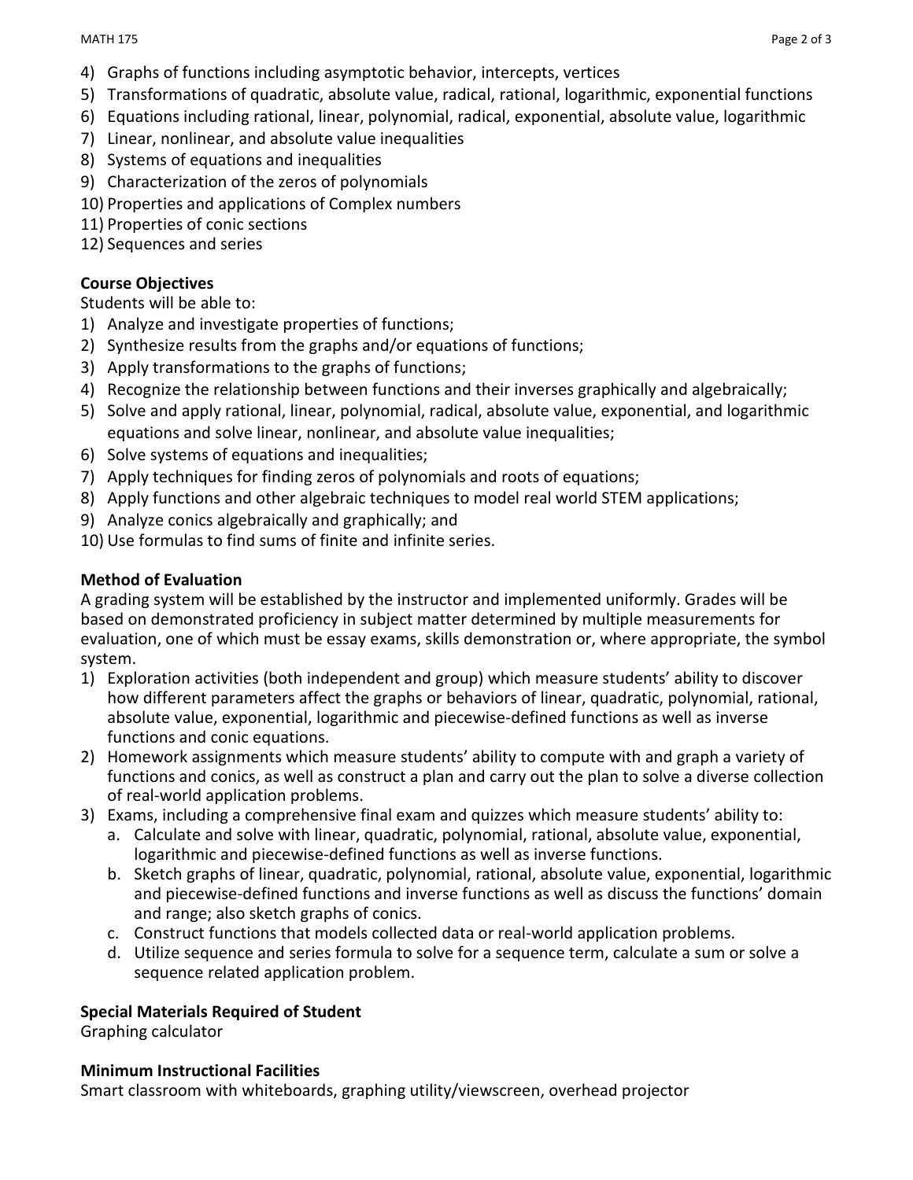4) Graphs of functions including asymptotic behavior, intercepts, vertices
5) Transformations of quadratic, absolute value, radical, rational, logarithmic, exponential functions
6) Equations including rational, linear, polynomial, radical, exponential, absolute value, logarithmic
7) Linear, nonlinear, and absolute value inequalities
8) Systems of equations and inequalities
9) Characterization of the zeros of polynomials
10) Properties and applications of Complex numbers
11) Properties of conic sections
12) Sequences and series

**Course Objectives**

Students will be able to:

1) Analyze and investigate properties of functions;
2) Synthesize results from the graphs and/or equations of functions;
3) Apply transformations to the graphs of functions;
4) Recognize the relationship between functions and their inverses graphically and algebraically;
5) Solve and apply rational, linear, polynomial, radical, absolute value, exponential, and logarithmic equations and solve linear, nonlinear, and absolute value inequalities;
6) Solve systems of equations and inequalities;
7) Apply techniques for finding zeros of polynomials and roots of equations;
8) Apply functions and other algebraic techniques to model real world STEM applications;
9) Analyze conics algebraically and graphically; and
10) Use formulas to find sums of finite and infinite series.

**Method of Evaluation**

A grading system will be established by the instructor and implemented uniformly. Grades will be based on demonstrated proficiency in subject matter determined by multiple measurements for evaluation, one of which must be essay exams, skills demonstration or, where appropriate, the symbol system.

1) Exploration activities (both independent and group) which measure students' ability to discover how different parameters affect the graphs or behaviors of linear, quadratic, polynomial, rational, absolute value, exponential, logarithmic and piecewise-defined functions as well as inverse functions and conic equations.
2) Homework assignments which measure students' ability to compute with and graph a variety of functions and conics, as well as construct a plan and carry out the plan to solve a diverse collection of real-world application problems.
3) Exams, including a comprehensive final exam and quizzes which measure students' ability to:
   a. Calculate and solve with linear, quadratic, polynomial, rational, absolute value, exponential, logarithmic and piecewise-defined functions as well as inverse functions.
   b. Sketch graphs of linear, quadratic, polynomial, rational, absolute value, exponential, logarithmic and piecewise-defined functions and inverse functions as well as discuss the functions' domain and range; also sketch graphs of conics.
   c. Construct functions that models collected data or real-world application problems.
   d. Utilize sequence and series formula to solve for a sequence term, calculate a sum or solve a sequence related application problem.

**Special Materials Required of Student**

Graphing calculator

**Minimum Instructional Facilities**

Smart classroom with whiteboards, graphing utility/viewscreen, overhead projector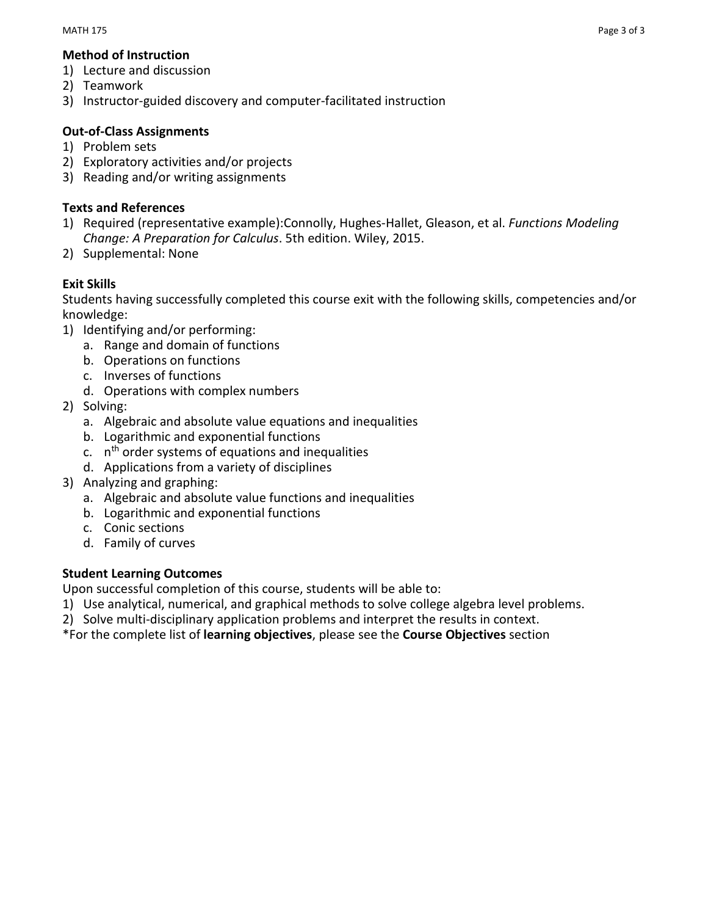**Method of Instruction**

1) Lecture and discussion
2) Teamwork
3) Instructor-guided discovery and computer-facilitated instruction

**Out-of-Class Assignments**

1) Problem sets
2) Exploratory activities and/or projects
3) Reading and/or writing assignments

**Texts and References**

1) Required (representative example):Connolly, Hughes-Hallet, Gleason, et al. *Functions Modeling Change: A Preparation for Calculus*. 5th edition. Wiley, 2015.
2) Supplemental: None

**Exit Skills**

Students having successfully completed this course exit with the following skills, competencies and/or knowledge:

1) Identifying and/or performing:
   a. Range and domain of functions
   b. Operations on functions
   c. Inverses of functions
   d. Operations with complex numbers
2) Solving:
   a. Algebraic and absolute value equations and inequalities
   b. Logarithmic and exponential functions
   c. $n^{th}$ order systems of equations and inequalities
   d. Applications from a variety of disciplines
3) Analyzing and graphing:
   a. Algebraic and absolute value functions and inequalities
   b. Logarithmic and exponential functions
   c. Conic sections
   d. Family of curves

**Student Learning Outcomes**

Upon successful completion of this course, students will be able to:

1) Use analytical, numerical, and graphical methods to solve college algebra level problems.
2) Solve multi-disciplinary application problems and interpret the results in context.

*For the complete list of **learning objectives**, please see the **Course Objectives** section